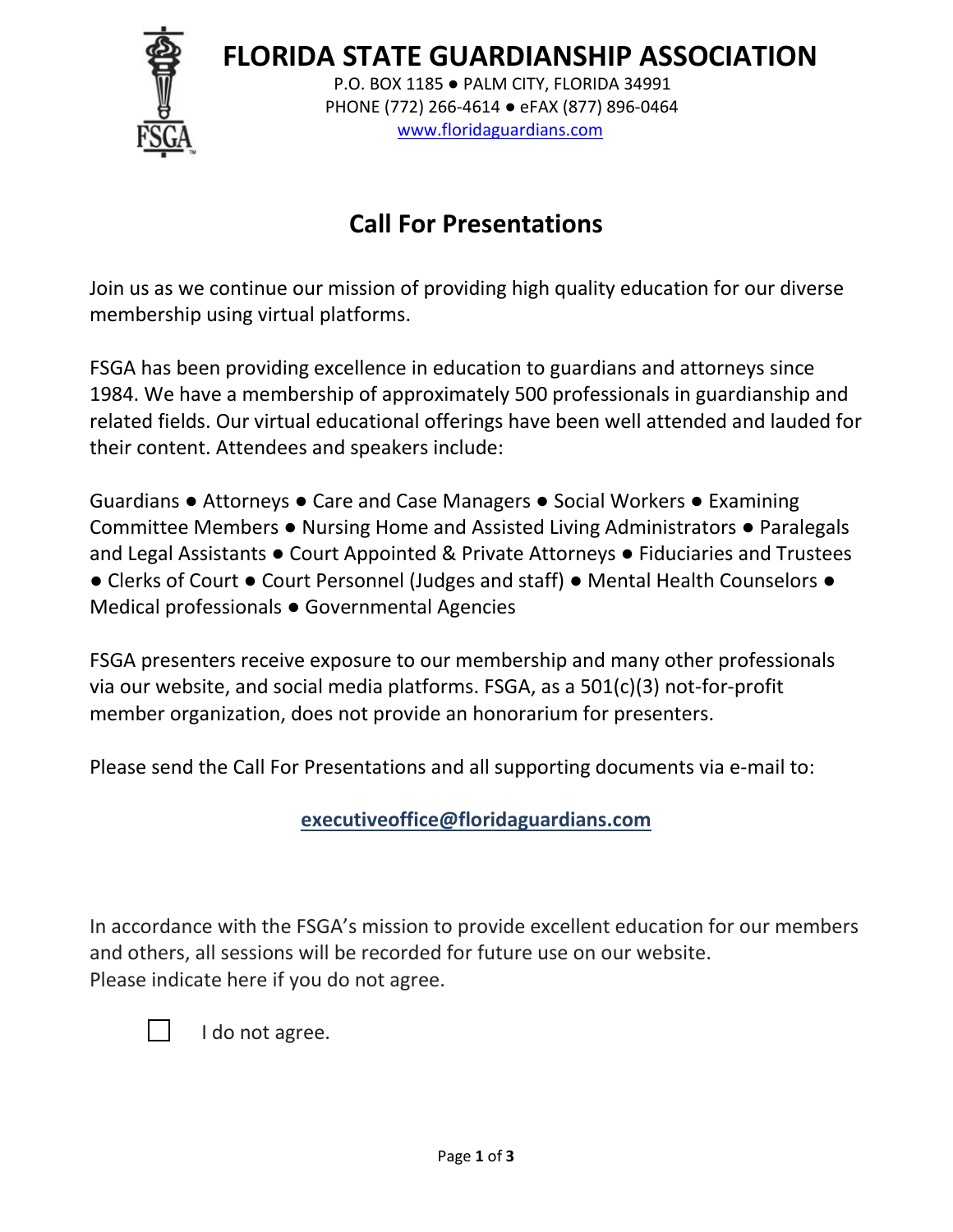# FLORIDA STATE GUARDIANSHIP ASSOCIATION

P.O. BOX 1185 ● PALM CITY, FLORIDA 34991
PHONE (772) 266-4614 ● eFAX (877) 896-0464
www.floridaguardians.com

## Call For Presentations

Join us as we continue our mission of providing high quality education for our diverse membership using virtual platforms.

FSGA has been providing excellence in education to guardians and attorneys since 1984. We have a membership of approximately 500 professionals in guardianship and related fields. Our virtual educational offerings have been well attended and lauded for their content. Attendees and speakers include:

Guardians ● Attorneys ● Care and Case Managers ● Social Workers ● Examining Committee Members ● Nursing Home and Assisted Living Administrators ● Paralegals and Legal Assistants ● Court Appointed & Private Attorneys ● Fiduciaries and Trustees ● Clerks of Court ● Court Personnel (Judges and staff) ● Mental Health Counselors ● Medical professionals ● Governmental Agencies

FSGA presenters receive exposure to our membership and many other professionals via our website, and social media platforms. FSGA, as a 501(c)(3) not-for-profit member organization, does not provide an honorarium for presenters.

Please send the Call For Presentations and all supporting documents via e-mail to:

**executiveoffice@floridaguardians.com**

In accordance with the FSGA's mission to provide excellent education for our members and others, all sessions will be recorded for future use on our website.
Please indicate here if you do not agree.

☐ I do not agree.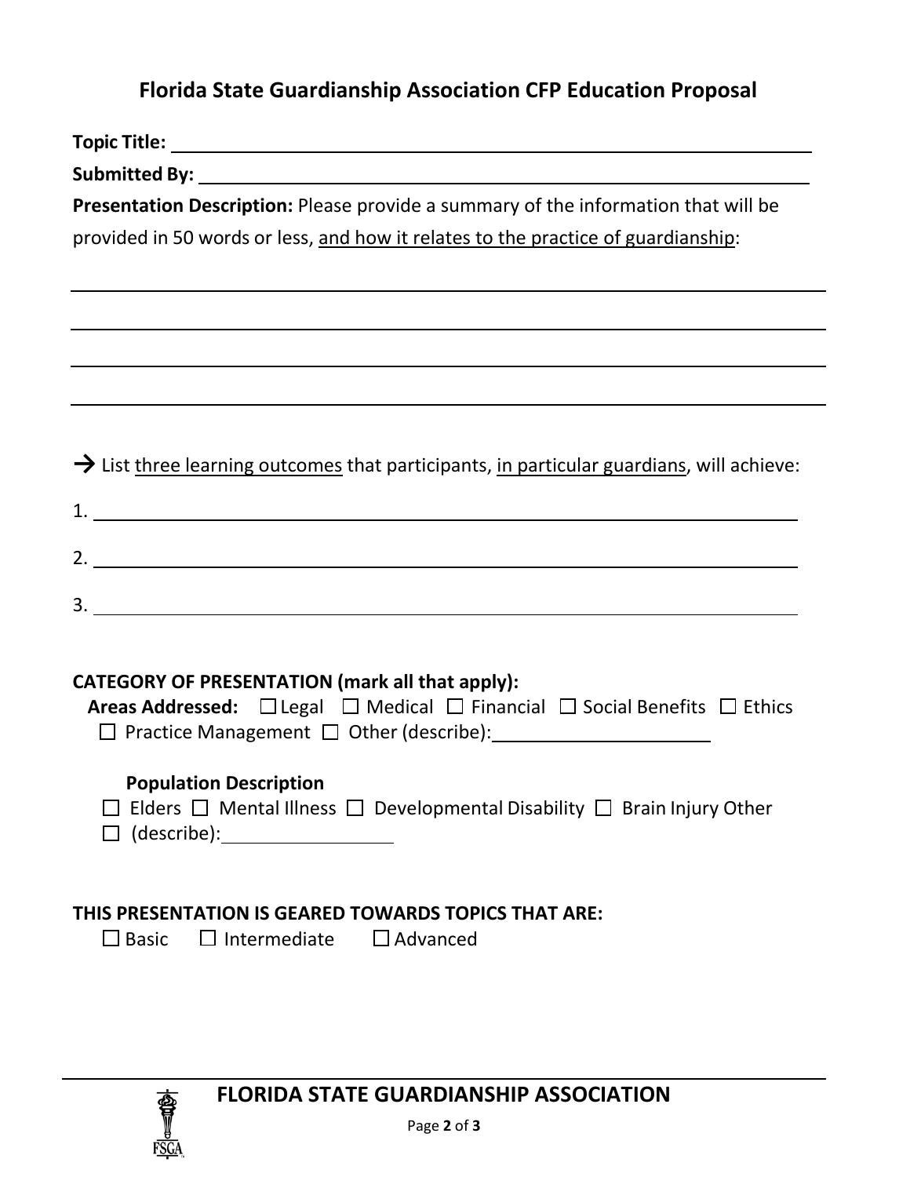# Florida State Guardianship Association CFP Education Proposal

**Topic Title:** \_\_\_\_\_\_\_\_\_\_\_\_\_\_\_\_\_\_\_\_\_\_\_\_\_\_\_\_\_\_\_\_\_\_\_\_\_\_\_\_

**Submitted By:** \_\_\_\_\_\_\_\_\_\_\_\_\_\_\_\_\_\_\_\_\_\_\_\_\_\_\_\_\_\_\_\_\_\_\_\_\_\_\_\_

**Presentation Description:** Please provide a summary of the information that will be provided in 50 words or less, <u>and how it relates to the practice of guardianship</u>:

\_\_\_\_\_\_\_\_\_\_\_\_\_\_\_\_\_\_\_\_\_\_\_\_\_\_\_\_\_\_\_\_\_\_\_\_\_\_\_\_\_\_\_\_\_\_\_\_

\_\_\_\_\_\_\_\_\_\_\_\_\_\_\_\_\_\_\_\_\_\_\_\_\_\_\_\_\_\_\_\_\_\_\_\_\_\_\_\_\_\_\_\_\_\_\_\_

\_\_\_\_\_\_\_\_\_\_\_\_\_\_\_\_\_\_\_\_\_\_\_\_\_\_\_\_\_\_\_\_\_\_\_\_\_\_\_\_\_\_\_\_\_\_\_\_

\_\_\_\_\_\_\_\_\_\_\_\_\_\_\_\_\_\_\_\_\_\_\_\_\_\_\_\_\_\_\_\_\_\_\_\_\_\_\_\_\_\_\_\_\_\_\_\_

→ List <u>three learning outcomes</u> that participants, <u>in particular guardians</u>, will achieve:

1. \_\_\_\_\_\_\_\_\_\_\_\_\_\_\_\_\_\_\_\_\_\_\_\_\_\_\_\_\_\_\_\_\_\_\_\_\_\_\_\_\_\_\_\_
2. \_\_\_\_\_\_\_\_\_\_\_\_\_\_\_\_\_\_\_\_\_\_\_\_\_\_\_\_\_\_\_\_\_\_\_\_\_\_\_\_\_\_\_\_
3. \_\_\_\_\_\_\_\_\_\_\_\_\_\_\_\_\_\_\_\_\_\_\_\_\_\_\_\_\_\_\_\_\_\_\_\_\_\_\_\_\_\_\_\_

**CATEGORY OF PRESENTATION (mark all that apply):**

**Areas Addressed:** ☐ Legal ☐ Medical ☐ Financial ☐ Social Benefits ☐ Ethics ☐ Practice Management ☐ Other (describe): \_\_\_\_\_\_\_\_\_\_\_\_\_\_\_\_\_\_\_\_

**Population Description**

☐ Elders ☐ Mental Illness ☐ Developmental Disability ☐ Brain Injury Other ☐ (describe): \_\_\_\_\_\_\_\_\_\_\_\_\_\_\_\_

**THIS PRESENTATION IS GEARED TOWARDS TOPICS THAT ARE:**

☐ Basic ☐ Intermediate ☐ Advanced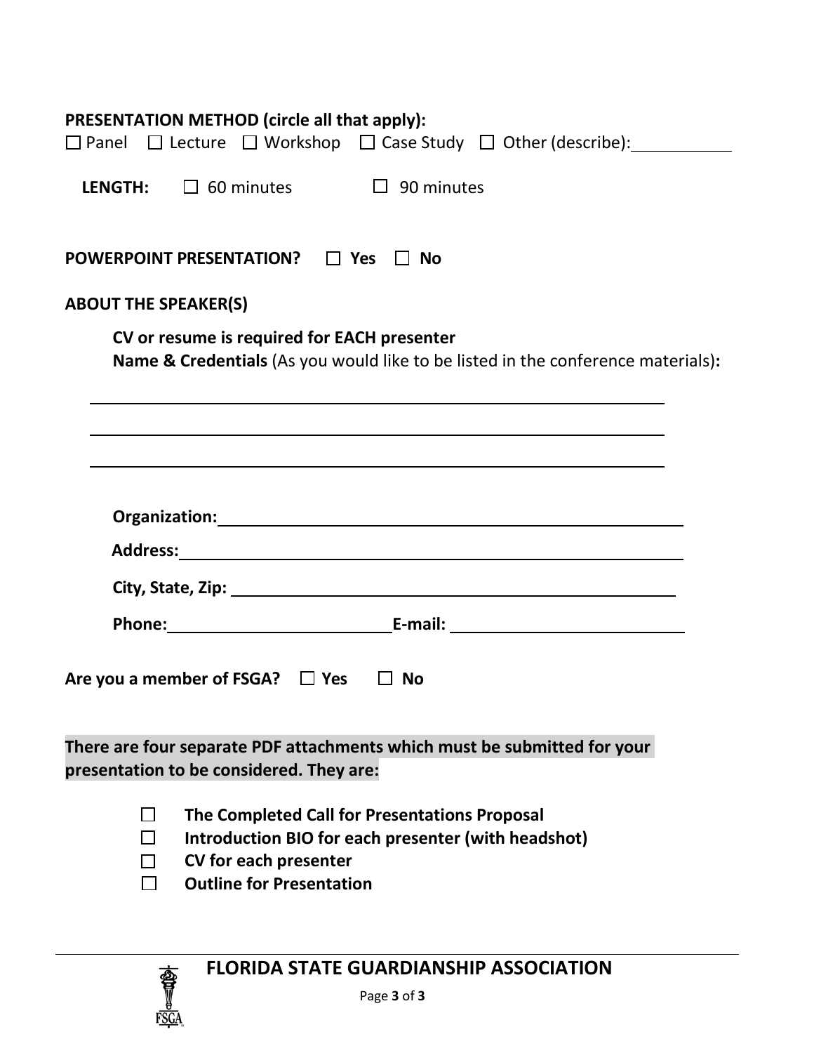**PRESENTATION METHOD (circle all that apply):**

☐ Panel ☐ Lecture ☐ Workshop ☐ Case Study ☐ Other (describe): ___________

**LENGTH:** ☐ 60 minutes ☐ 90 minutes

**POWERPOINT PRESENTATION?** ☐ **Yes** ☐ **No**

**ABOUT THE SPEAKER(S)**

**CV or resume is required for EACH presenter**

**Name & Credentials** (As you would like to be listed in the conference materials)**:**

_______________________________________________

_______________________________________________

_______________________________________________

**Organization:** _______________________________________________

**Address:** _______________________________________________

**City, State, Zip:** _______________________________________________

**Phone:** _______________________ **E-mail:** _______________________

**Are you a member of FSGA?** ☐ **Yes** ☐ **No**

**There are four separate PDF attachments which must be submitted for your presentation to be considered. They are:**

- ☐ **The Completed Call for Presentations Proposal**
- ☐ **Introduction BIO for each presenter (with headshot)**
- ☐ **CV for each presenter**
- ☐ **Outline for Presentation**

**FLORIDA STATE GUARDIANSHIP ASSOCIATION**